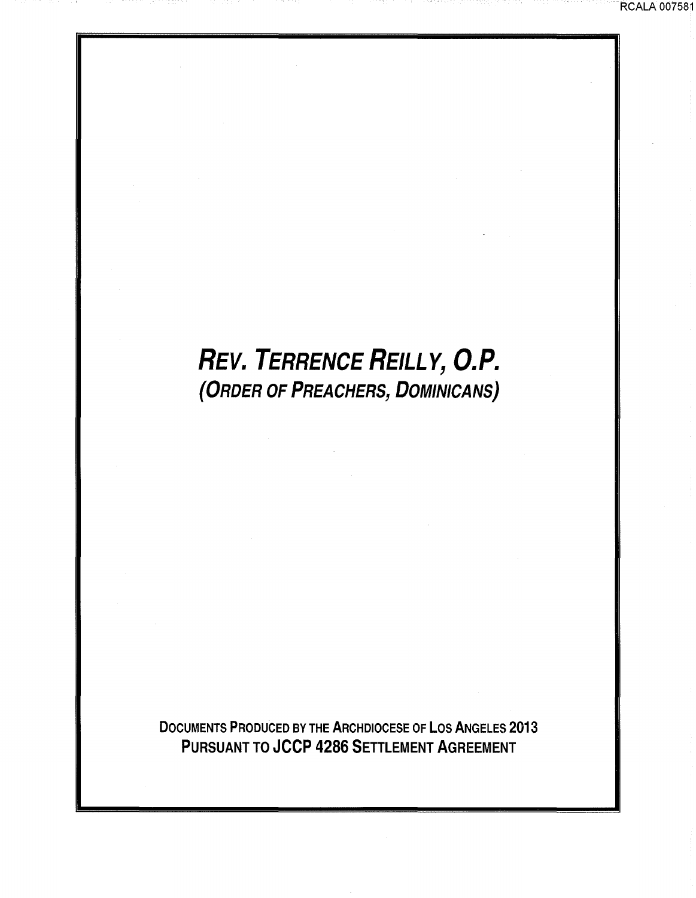# *REV. TERRENCE REILLY, O.P.*

## *(ORDER OF PREACHERS, DOMINICANS)*

**DOCUMENTS PRODUCED BY THE ARCHDIOCESE OF LOS ANGELES 2013**
**PURSUANT TO JCCP 4286 SETTLEMENT AGREEMENT**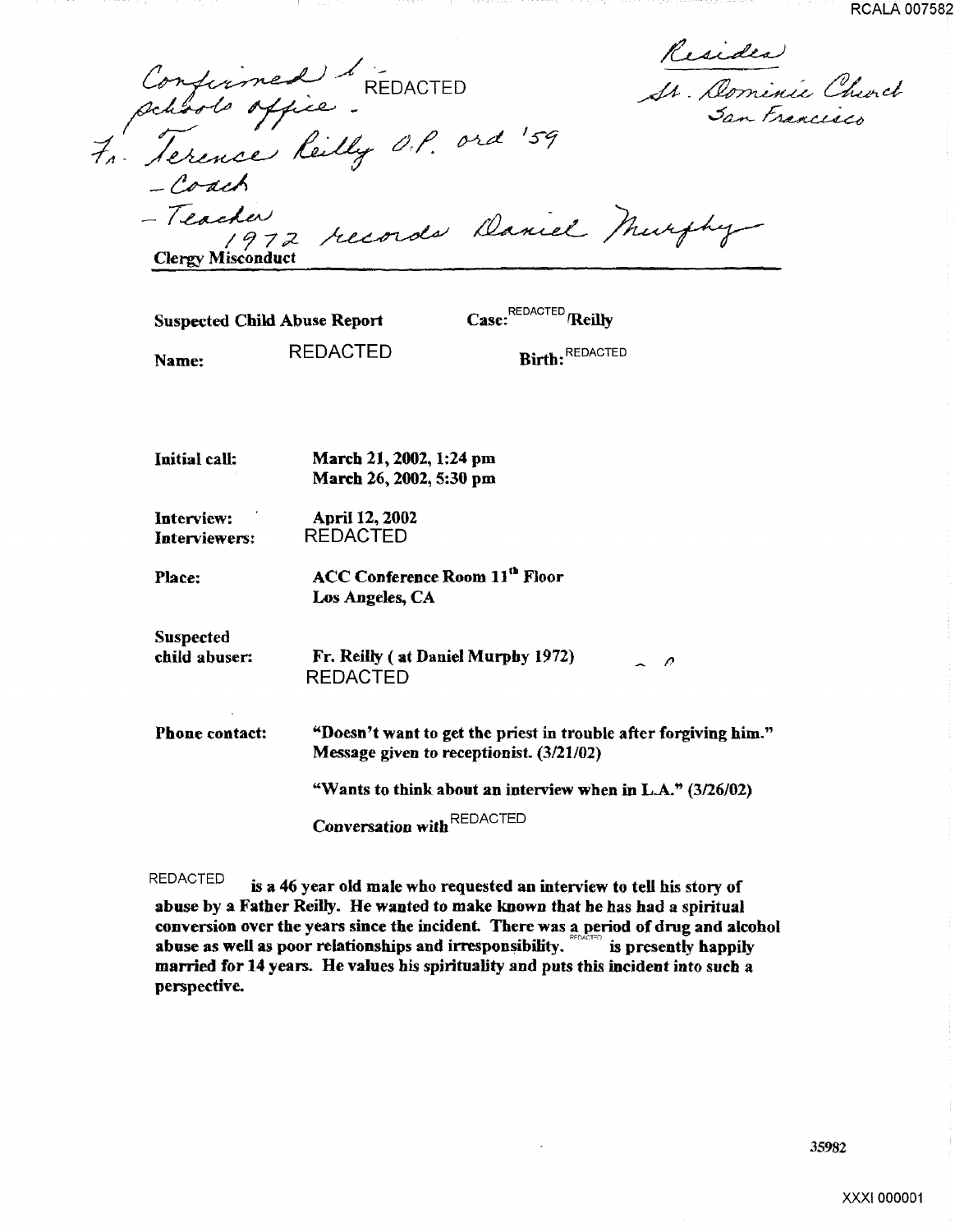Confirmed by REDACTED schools office -

Fr. Terence Reilly O.P. ord '59
- Coach
- Teacher
1972 records Daniel Murphy

Resides
St. Dominic Church
San Francisco

**Clergy Misconduct**

---

**Suspected Child Abuse Report** **Case:** REDACTED **/Reilly**

**Name:** REDACTED **Birth:** REDACTED

**Initial call:** **March 21, 2002, 1:24 pm**
**March 26, 2002, 5:30 pm**

**Interview:** **April 12, 2002**
**Interviewers:** REDACTED

**Place:** **ACC Conference Room 11th Floor**
**Los Angeles, CA**

**Suspected child abuser:** **Fr. Reilly ( at Daniel Murphy 1972)**
REDACTED

**Phone contact:** **"Doesn't want to get the priest in trouble after forgiving him." Message given to receptionist. (3/21/02)**

**"Wants to think about an interview when in L.A." (3/26/02)**

**Conversation with** REDACTED

REDACTED **is a 46 year old male who requested an interview to tell his story of abuse by a Father Reilly. He wanted to make known that he has had a spiritual conversion over the years since the incident. There was a period of drug and alcohol abuse as well as poor relationships and irresponsibility.** REDACTED **is presently happily married for 14 years. He values his spirituality and puts this incident into such a perspective.**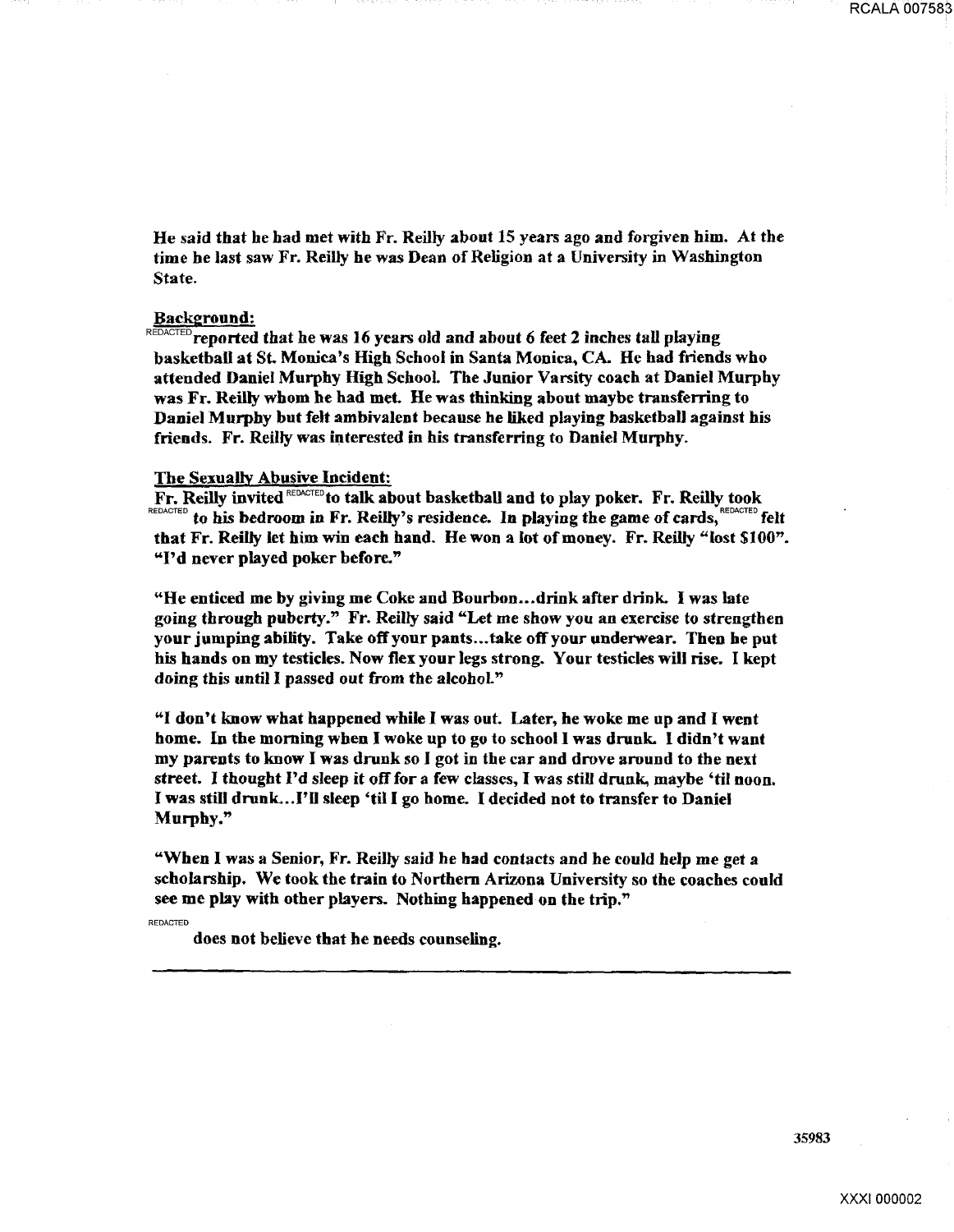He said that he had met with Fr. Reilly about 15 years ago and forgiven him. At the time he last saw Fr. Reilly he was Dean of Religion at a University in Washington State.

**Background:**

REDACTED reported that he was 16 years old and about 6 feet 2 inches tall playing basketball at St. Monica's High School in Santa Monica, CA. He had friends who attended Daniel Murphy High School. The Junior Varsity coach at Daniel Murphy was Fr. Reilly whom he had met. He was thinking about maybe transferring to Daniel Murphy but felt ambivalent because he liked playing basketball against his friends. Fr. Reilly was interested in his transferring to Daniel Murphy.

**The Sexually Abusive Incident:**

Fr. Reilly invited REDACTED to talk about basketball and to play poker. Fr. Reilly took REDACTED to his bedroom in Fr. Reilly's residence. In playing the game of cards, REDACTED felt that Fr. Reilly let him win each hand. He won a lot of money. Fr. Reilly "lost $100". "I'd never played poker before."

"He enticed me by giving me Coke and Bourbon...drink after drink. I was late going through puberty." Fr. Reilly said "Let me show you an exercise to strengthen your jumping ability. Take off your pants...take off your underwear. Then he put his hands on my testicles. Now flex your legs strong. Your testicles will rise. I kept doing this until I passed out from the alcohol."

"I don't know what happened while I was out. Later, he woke me up and I went home. In the morning when I woke up to go to school I was drunk. I didn't want my parents to know I was drunk so I got in the car and drove around to the next street. I thought I'd sleep it off for a few classes, I was still drunk, maybe 'til noon. I was still drunk...I'll sleep 'til I go home. I decided not to transfer to Daniel Murphy."

"When I was a Senior, Fr. Reilly said he had contacts and he could help me get a scholarship. We took the train to Northern Arizona University so the coaches could see me play with other players. Nothing happened on the trip."

REDACTED does not believe that he needs counseling.

---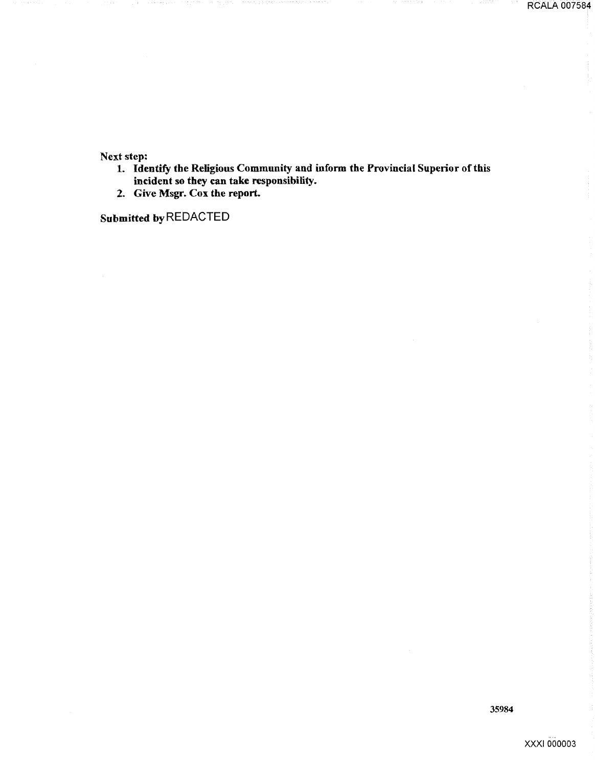**Next step:**

1. **Identify the Religious Community and inform the Provincial Superior of this incident so they can take responsibility.**
2. **Give Msgr. Cox the report.**

**Submitted by** REDACTED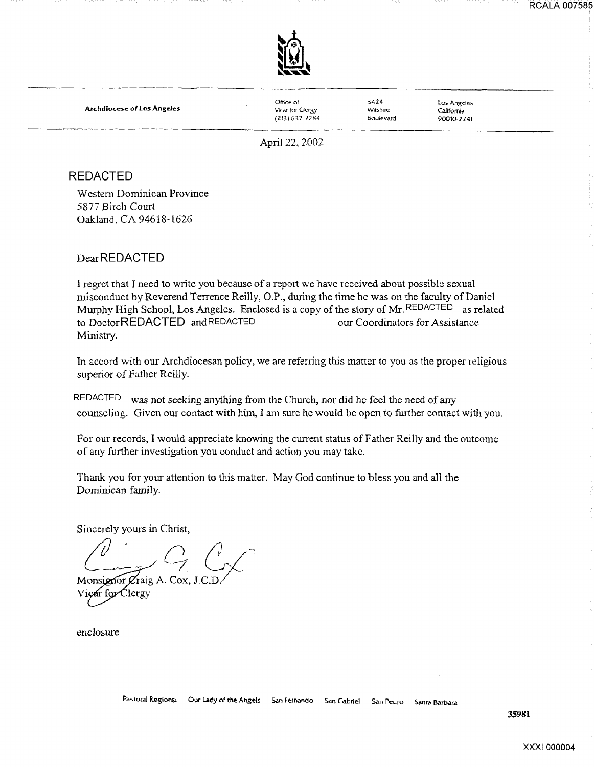**Archdiocese of Los Angeles**

Office of Vicar for Clergy (213) 637 7284 | 3424 Wilshire Boulevard | Los Angeles California 90010-2241

April 22, 2002

REDACTED
Western Dominican Province
5877 Birch Court
Oakland, CA 94618-1626

Dear REDACTED

I regret that I need to write you because of a report we have received about possible sexual misconduct by Reverend Terrence Reilly, O.P., during the time he was on the faculty of Daniel Murphy High School, Los Angeles. Enclosed is a copy of the story of Mr. REDACTED as related to Doctor REDACTED and REDACTED our Coordinators for Assistance Ministry.

In accord with our Archdiocesan policy, we are referring this matter to you as the proper religious superior of Father Reilly.

REDACTED was not seeking anything from the Church, nor did he feel the need of any counseling. Given our contact with him, I am sure he would be open to further contact with you.

For our records, I would appreciate knowing the current status of Father Reilly and the outcome of any further investigation you conduct and action you may take.

Thank you for your attention to this matter. May God continue to bless you and all the Dominican family.

Sincerely yours in Christ,

Monsignor Craig A. Cox, J.C.D.
Vicar for Clergy

enclosure

Pastoral Regions: Our Lady of the Angels San Fernando San Gabriel San Pedro Santa Barbara

35981